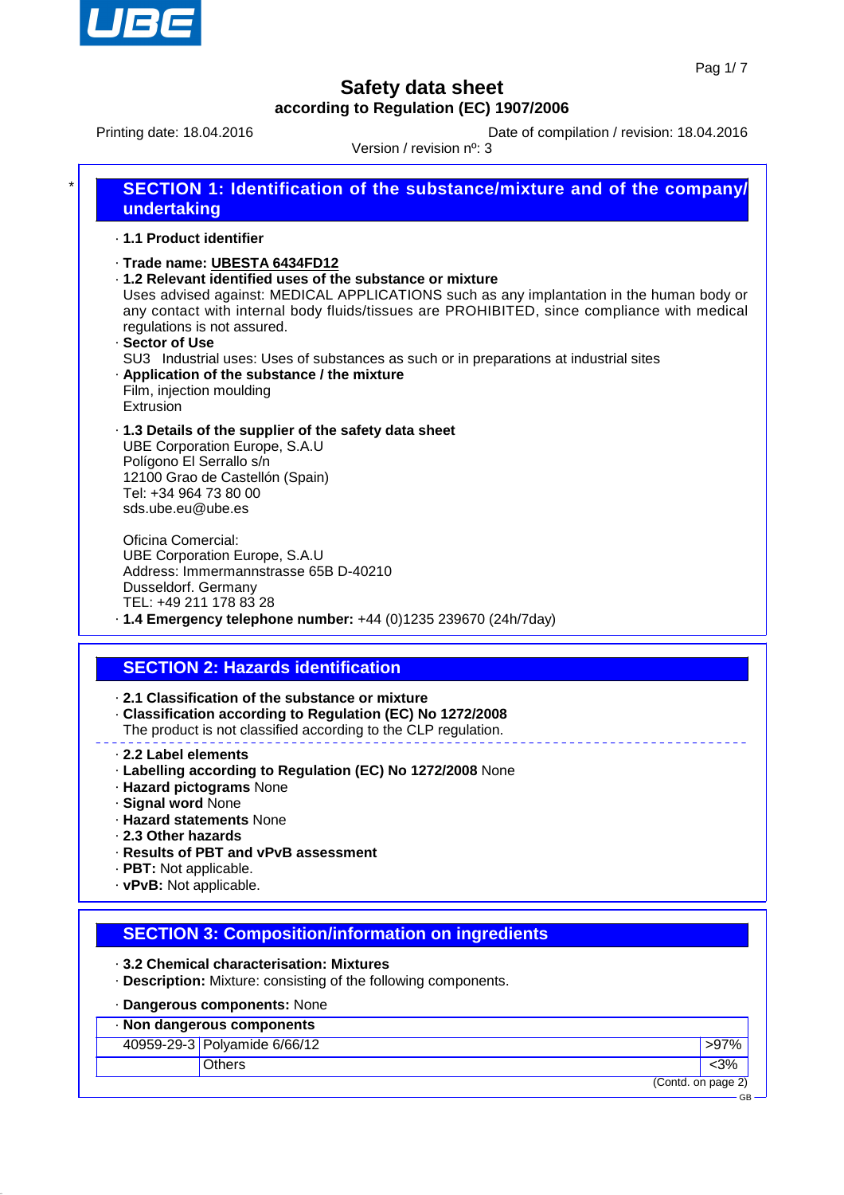# Safety data sheet

**according to Regulation (EC) 1907/2006**

Printing date: 18.04.2016 | Date of compilation / revision: 18.04.2016

Version / revision nº: 3

## SECTION 1: Identification of the substance/mixture and of the company/ undertaking

· **1.1 Product identifier**

· **Trade name: UBESTA 6434FD12**

· **1.2 Relevant identified uses of the substance or mixture**

Uses advised against: MEDICAL APPLICATIONS such as any implantation in the human body or any contact with internal body fluids/tissues are PROHIBITED, since compliance with medical regulations is not assured.

· **Sector of Use**

SU3 Industrial uses: Uses of substances as such or in preparations at industrial sites

· **Application of the substance / the mixture**

Film, injection moulding
Extrusion

· **1.3 Details of the supplier of the safety data sheet**

UBE Corporation Europe, S.A.U
Polígono El Serrallo s/n
12100 Grao de Castellón (Spain)
Tel: +34 964 73 80 00
sds.ube.eu@ube.es

Oficina Comercial:
UBE Corporation Europe, S.A.U
Address: Immermannstrasse 65B D-40210
Dusseldorf. Germany
TEL: +49 211 178 83 28

· **1.4 Emergency telephone number:** +44 (0)1235 239670 (24h/7day)

## SECTION 2: Hazards identification

· **2.1 Classification of the substance or mixture**

· **Classification according to Regulation (EC) No 1272/2008**

The product is not classified according to the CLP regulation.

· **2.2 Label elements**

· **Labelling according to Regulation (EC) No 1272/2008** None

· **Hazard pictograms** None

· **Signal word** None

· **Hazard statements** None

· **2.3 Other hazards**

· **Results of PBT and vPvB assessment**

· **PBT:** Not applicable.

· **vPvB:** Not applicable.

## SECTION 3: Composition/information on ingredients

· **3.2 Chemical characterisation: Mixtures**

· **Description:** Mixture: consisting of the following components.

· **Dangerous components:** None

| · **Non dangerous components** | | |
|---|---|---|
| 40959-29-3 | Polyamide 6/66/12 | >97% |
| | Others | <3% |

(Contd. on page 2)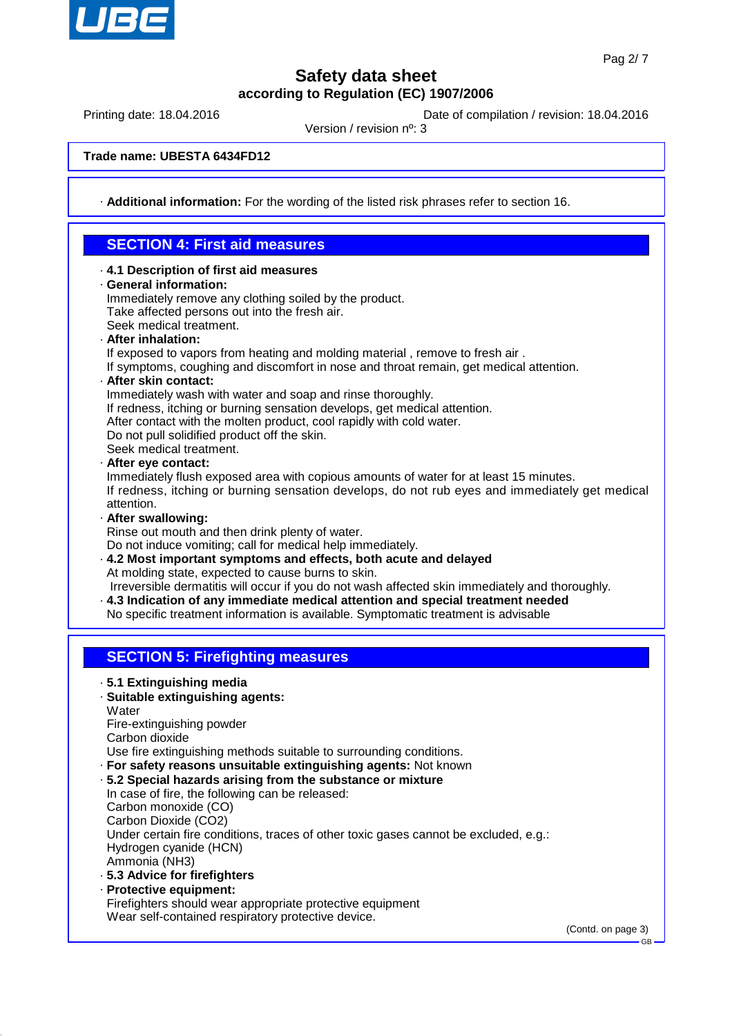Trade name: UBESTA 6434FD12

· **Additional information:** For the wording of the listed risk phrases refer to section 16.

## SECTION 4: First aid measures

· **4.1 Description of first aid measures**

· **General information:**
Immediately remove any clothing soiled by the product.
Take affected persons out into the fresh air.
Seek medical treatment.

· **After inhalation:**
If exposed to vapors from heating and molding material , remove to fresh air .
If symptoms, coughing and discomfort in nose and throat remain, get medical attention.

· **After skin contact:**
Immediately wash with water and soap and rinse thoroughly.
If redness, itching or burning sensation develops, get medical attention.
After contact with the molten product, cool rapidly with cold water.
Do not pull solidified product off the skin.
Seek medical treatment.

· **After eye contact:**
Immediately flush exposed area with copious amounts of water for at least 15 minutes.
If redness, itching or burning sensation develops, do not rub eyes and immediately get medical attention.

· **After swallowing:**
Rinse out mouth and then drink plenty of water.
Do not induce vomiting; call for medical help immediately.

· **4.2 Most important symptoms and effects, both acute and delayed**
At molding state, expected to cause burns to skin.
Irreversible dermatitis will occur if you do not wash affected skin immediately and thoroughly.

· **4.3 Indication of any immediate medical attention and special treatment needed**
No specific treatment information is available. Symptomatic treatment is advisable

## SECTION 5: Firefighting measures

· **5.1 Extinguishing media**

· **Suitable extinguishing agents:**
Water
Fire-extinguishing powder
Carbon dioxide
Use fire extinguishing methods suitable to surrounding conditions.

· **For safety reasons unsuitable extinguishing agents:** Not known

· **5.2 Special hazards arising from the substance or mixture**
In case of fire, the following can be released:
Carbon monoxide (CO)
Carbon Dioxide ($CO_2$)
Under certain fire conditions, traces of other toxic gases cannot be excluded, e.g.:
Hydrogen cyanide (HCN)
Ammonia ($NH_3$)

· **5.3 Advice for firefighters**

· **Protective equipment:**
Firefighters should wear appropriate protective equipment
Wear self-contained respiratory protective device.

(Contd. on page 3)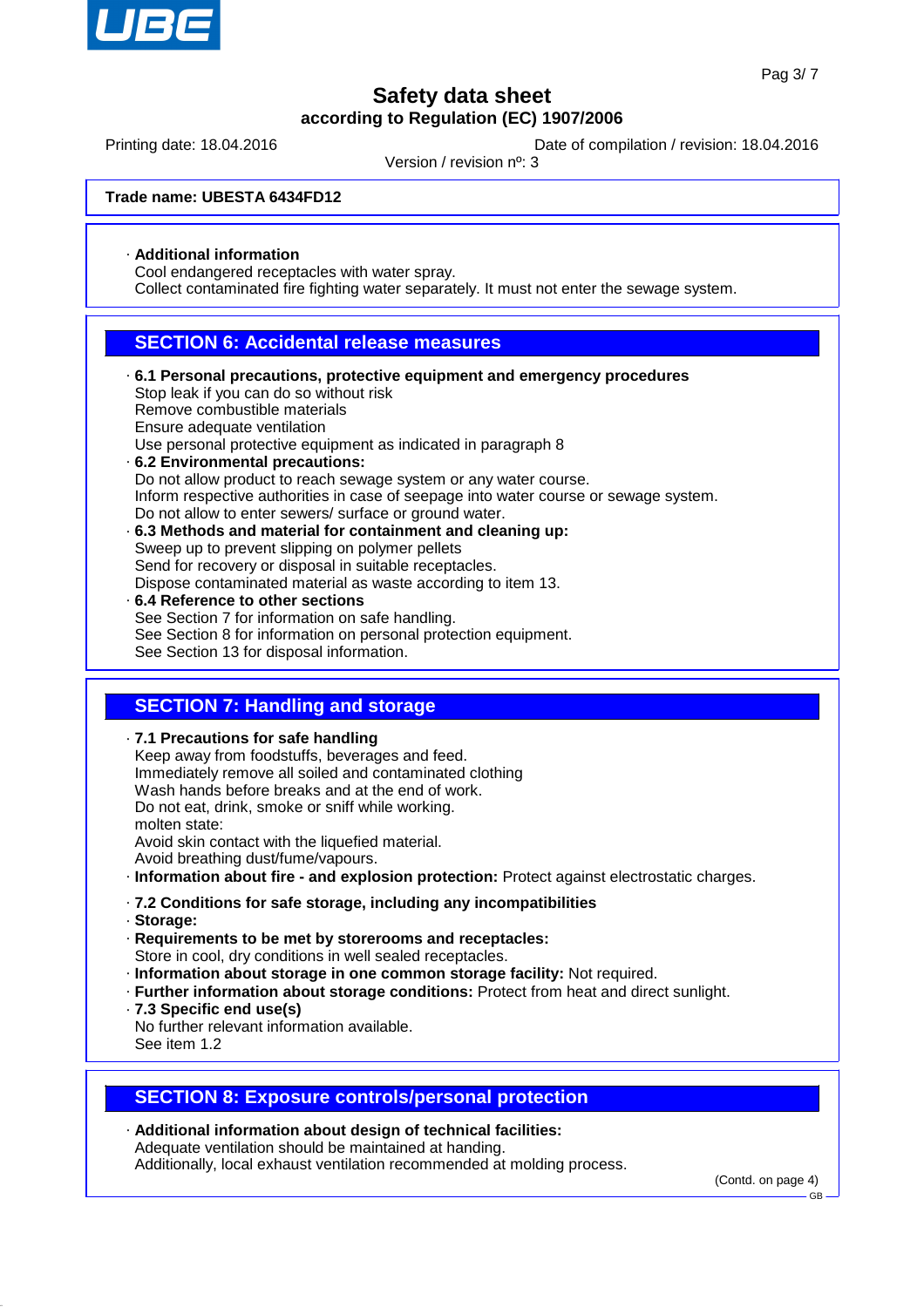**Trade name: UBESTA 6434FD12**

· **Additional information**
Cool endangered receptacles with water spray.
Collect contaminated fire fighting water separately. It must not enter the sewage system.

## SECTION 6: Accidental release measures

· **6.1 Personal precautions, protective equipment and emergency procedures**
Stop leak if you can do so without risk
Remove combustible materials
Ensure adequate ventilation
Use personal protective equipment as indicated in paragraph 8

· **6.2 Environmental precautions:**
Do not allow product to reach sewage system or any water course.
Inform respective authorities in case of seepage into water course or sewage system.
Do not allow to enter sewers/ surface or ground water.

· **6.3 Methods and material for containment and cleaning up:**
Sweep up to prevent slipping on polymer pellets
Send for recovery or disposal in suitable receptacles.
Dispose contaminated material as waste according to item 13.

· **6.4 Reference to other sections**
See Section 7 for information on safe handling.
See Section 8 for information on personal protection equipment.
See Section 13 for disposal information.

## SECTION 7: Handling and storage

· **7.1 Precautions for safe handling**
Keep away from foodstuffs, beverages and feed.
Immediately remove all soiled and contaminated clothing
Wash hands before breaks and at the end of work.
Do not eat, drink, smoke or sniff while working.
molten state:
Avoid skin contact with the liquefied material.
Avoid breathing dust/fume/vapours.

· **Information about fire - and explosion protection:** Protect against electrostatic charges.

· **7.2 Conditions for safe storage, including any incompatibilities**

· **Storage:**

· **Requirements to be met by storerooms and receptacles:**
Store in cool, dry conditions in well sealed receptacles.

· **Information about storage in one common storage facility:** Not required.

· **Further information about storage conditions:** Protect from heat and direct sunlight.

· **7.3 Specific end use(s)**
No further relevant information available.
See item 1.2

## SECTION 8: Exposure controls/personal protection

· **Additional information about design of technical facilities:**
Adequate ventilation should be maintained at handing.
Additionally, local exhaust ventilation recommended at molding process.

(Contd. on page 4)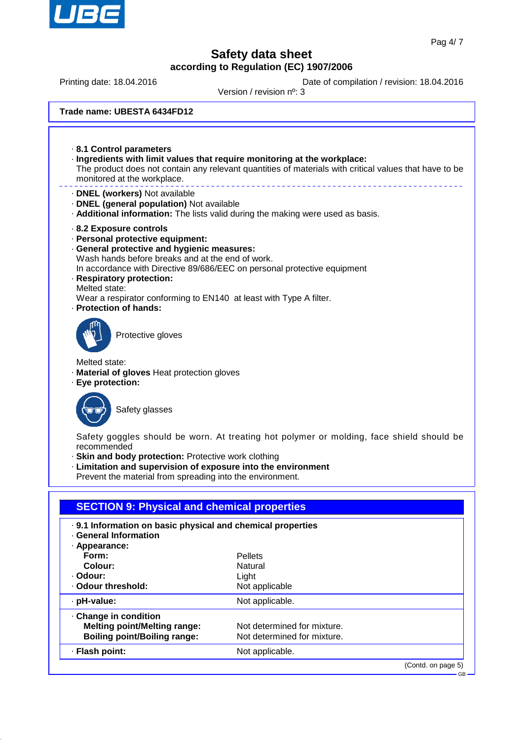Trade name: UBESTA 6434FD12

· **8.1 Control parameters**
· **Ingredients with limit values that require monitoring at the workplace:**
The product does not contain any relevant quantities of materials with critical values that have to be monitored at the workplace.

· **DNEL (workers)** Not available
· **DNEL (general population)** Not available
· **Additional information:** The lists valid during the making were used as basis.

· **8.2 Exposure controls**
· **Personal protective equipment:**
· **General protective and hygienic measures:**
Wash hands before breaks and at the end of work.
In accordance with Directive 89/686/EEC on personal protective equipment
· **Respiratory protection:**
Melted state:
Wear a respirator conforming to EN140 at least with Type A filter.
· **Protection of hands:**

Protective gloves

Melted state:
· **Material of gloves** Heat protection gloves
· **Eye protection:**

Safety glasses

Safety goggles should be worn. At treating hot polymer or molding, face shield should be recommended
· **Skin and body protection:** Protective work clothing
· **Limitation and supervision of exposure into the environment**
Prevent the material from spreading into the environment.

## SECTION 9: Physical and chemical properties

· **9.1 Information on basic physical and chemical properties**
· **General Information**
· **Appearance:**

| | |
|---|---|
| **Form:** | Pellets |
| **Colour:** | Natural |
| · **Odour:** | Light |
| · **Odour threshold:** | Not applicable |
| · **pH-value:** | Not applicable. |
| · **Change in condition** | |
| **Melting point/Melting range:** | Not determined for mixture. |
| **Boiling point/Boiling range:** | Not determined for mixture. |
| · **Flash point:** | Not applicable. |

(Contd. on page 5)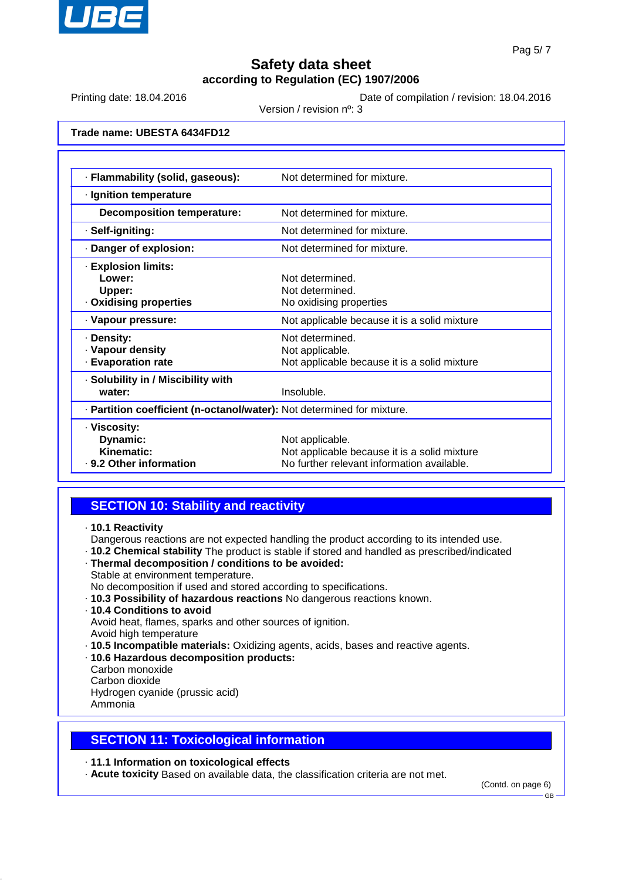**Trade name: UBESTA 6434FD12**

| | |
|---|---|
| · **Flammability (solid, gaseous):** | Not determined for mixture. |
| · **Ignition temperature** | |
| **Decomposition temperature:** | Not determined for mixture. |
| · **Self-igniting:** | Not determined for mixture. |
| · **Danger of explosion:** | Not determined for mixture. |
| · **Explosion limits:** | |
| **Lower:** | Not determined. |
| **Upper:** | Not determined. |
| · **Oxidising properties** | No oxidising properties |
| · **Vapour pressure:** | Not applicable because it is a solid mixture |
| · **Density:** | Not determined. |
| · **Vapour density** | Not applicable. |
| · **Evaporation rate** | Not applicable because it is a solid mixture |
| · **Solubility in / Miscibility with water:** | Insoluble. |
| · **Partition coefficient (n-octanol/water):** | Not determined for mixture. |
| · **Viscosity:** | |
| **Dynamic:** | Not applicable. |
| **Kinematic:** | Not applicable because it is a solid mixture |
| · **9.2 Other information** | No further relevant information available. |

## SECTION 10: Stability and reactivity

· **10.1 Reactivity**
Dangerous reactions are not expected handling the product according to its intended use.
· **10.2 Chemical stability** The product is stable if stored and handled as prescribed/indicated
· **Thermal decomposition / conditions to be avoided:**
Stable at environment temperature.
No decomposition if used and stored according to specifications.
· **10.3 Possibility of hazardous reactions** No dangerous reactions known.
· **10.4 Conditions to avoid**
Avoid heat, flames, sparks and other sources of ignition.
Avoid high temperature
· **10.5 Incompatible materials:** Oxidizing agents, acids, bases and reactive agents.
· **10.6 Hazardous decomposition products:**
Carbon monoxide
Carbon dioxide
Hydrogen cyanide (prussic acid)
Ammonia

## SECTION 11: Toxicological information

· **11.1 Information on toxicological effects**
· **Acute toxicity** Based on available data, the classification criteria are not met.

(Contd. on page 6)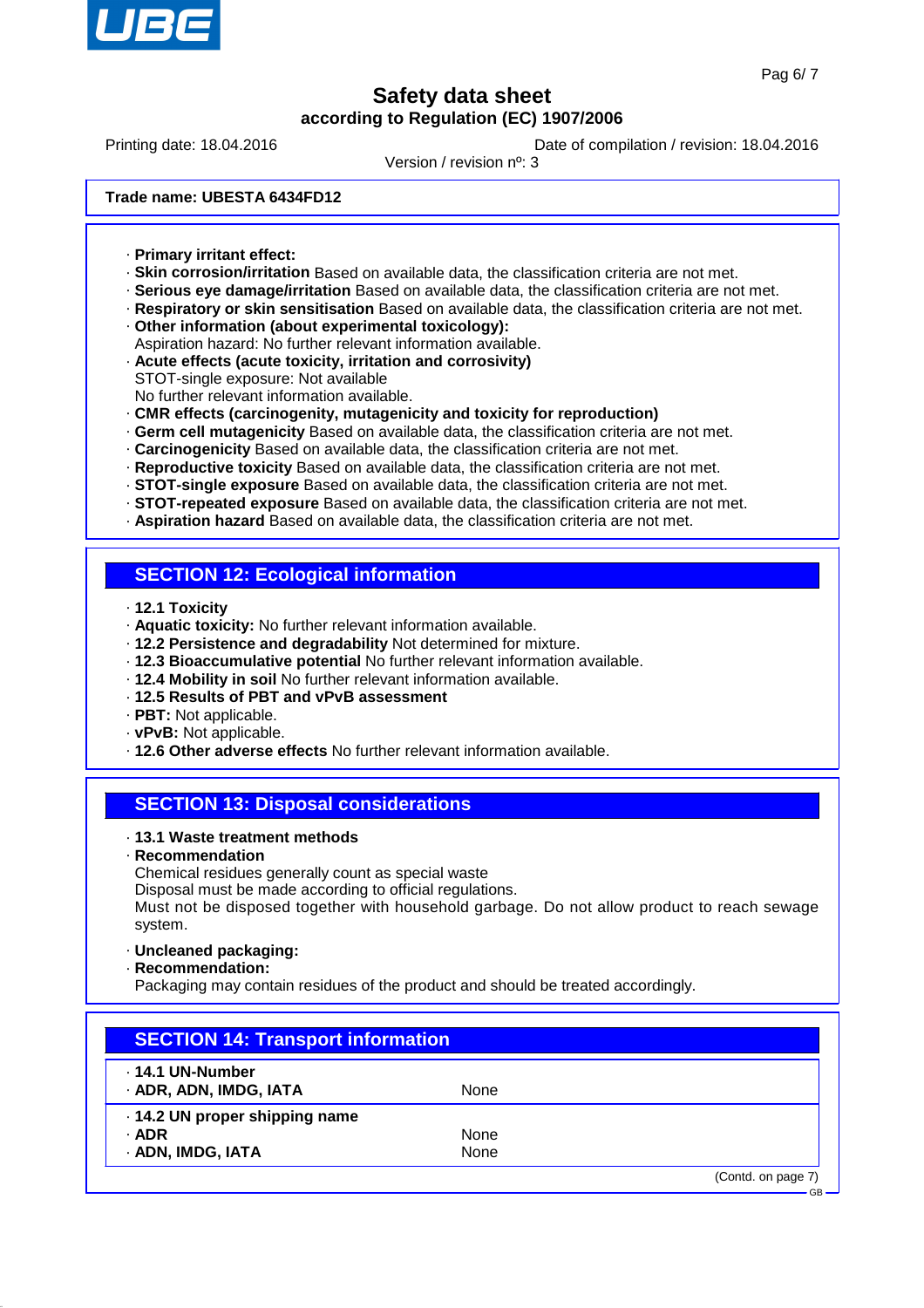**Trade name: UBESTA 6434FD12**

· **Primary irritant effect:**
· **Skin corrosion/irritation** Based on available data, the classification criteria are not met.
· **Serious eye damage/irritation** Based on available data, the classification criteria are not met.
· **Respiratory or skin sensitisation** Based on available data, the classification criteria are not met.
· **Other information (about experimental toxicology):**
Aspiration hazard: No further relevant information available.
· **Acute effects (acute toxicity, irritation and corrosivity)**
STOT-single exposure: Not available
No further relevant information available.
· **CMR effects (carcinogenity, mutagenicity and toxicity for reproduction)**
· **Germ cell mutagenicity** Based on available data, the classification criteria are not met.
· **Carcinogenicity** Based on available data, the classification criteria are not met.
· **Reproductive toxicity** Based on available data, the classification criteria are not met.
· **STOT-single exposure** Based on available data, the classification criteria are not met.
· **STOT-repeated exposure** Based on available data, the classification criteria are not met.
· **Aspiration hazard** Based on available data, the classification criteria are not met.

## SECTION 12: Ecological information

· **12.1 Toxicity**
· **Aquatic toxicity:** No further relevant information available.
· **12.2 Persistence and degradability** Not determined for mixture.
· **12.3 Bioaccumulative potential** No further relevant information available.
· **12.4 Mobility in soil** No further relevant information available.
· **12.5 Results of PBT and vPvB assessment**
· **PBT:** Not applicable.
· **vPvB:** Not applicable.
· **12.6 Other adverse effects** No further relevant information available.

## SECTION 13: Disposal considerations

· **13.1 Waste treatment methods**
· **Recommendation**
Chemical residues generally count as special waste
Disposal must be made according to official regulations.
Must not be disposed together with household garbage. Do not allow product to reach sewage system.

· **Uncleaned packaging:**
· **Recommendation:**
Packaging may contain residues of the product and should be treated accordingly.

## SECTION 14: Transport information

| | |
|---|---|
| · **14.1 UN-Number** | |
| · **ADR, ADN, IMDG, IATA** | None |
| · **14.2 UN proper shipping name** | |
| · **ADR** | None |
| · **ADN, IMDG, IATA** | None |

(Contd. on page 7)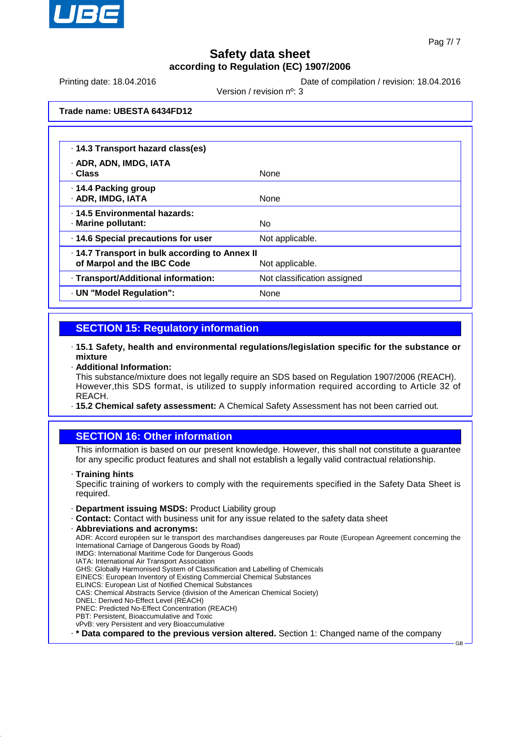# Safety data sheet
## according to Regulation (EC) 1907/2006

Printing date: 18.04.2016 | Date of compilation / revision: 18.04.2016
Version / revision nº: 3

**Trade name: UBESTA 6434FD12**

| | |
|---|---|
| · **14.3 Transport hazard class(es)** | |
| · **ADR, ADN, IMDG, IATA** | |
| · **Class** | None |
| · **14.4 Packing group** | |
| · **ADR, IMDG, IATA** | None |
| · **14.5 Environmental hazards:** | |
| · **Marine pollutant:** | No |
| · **14.6 Special precautions for user** | Not applicable. |
| · **14.7 Transport in bulk according to Annex II of Marpol and the IBC Code** | Not applicable. |
| · **Transport/Additional information:** | Not classification assigned |
| · **UN "Model Regulation":** | None |

## SECTION 15: Regulatory information

· **15.1 Safety, health and environmental regulations/legislation specific for the substance or mixture**
· **Additional Information:**
This substance/mixture does not legally require an SDS based on Regulation 1907/2006 (REACH). However,this SDS format, is utilized to supply information required according to Article 32 of REACH.
· **15.2 Chemical safety assessment:** A Chemical Safety Assessment has not been carried out.

## SECTION 16: Other information

This information is based on our present knowledge. However, this shall not constitute a guarantee for any specific product features and shall not establish a legally valid contractual relationship.

· **Training hints**
Specific training of workers to comply with the requirements specified in the Safety Data Sheet is required.

· **Department issuing MSDS:** Product Liability group
· **Contact:** Contact with business unit for any issue related to the safety data sheet
· **Abbreviations and acronyms:**
ADR: Accord européen sur le transport des marchandises dangereuses par Route (European Agreement concerning the International Carriage of Dangerous Goods by Road)
IMDG: International Maritime Code for Dangerous Goods
IATA: International Air Transport Association
GHS: Globally Harmonised System of Classification and Labelling of Chemicals
EINECS: European Inventory of Existing Commercial Chemical Substances
ELINCS: European List of Notified Chemical Substances
CAS: Chemical Abstracts Service (division of the American Chemical Society)
DNEL: Derived No-Effect Level (REACH)
PNEC: Predicted No-Effect Concentration (REACH)
PBT: Persistent, Bioaccumulative and Toxic
vPvB: very Persistent and very Bioaccumulative
· **\* Data compared to the previous version altered.** Section 1: Changed name of the company

GB